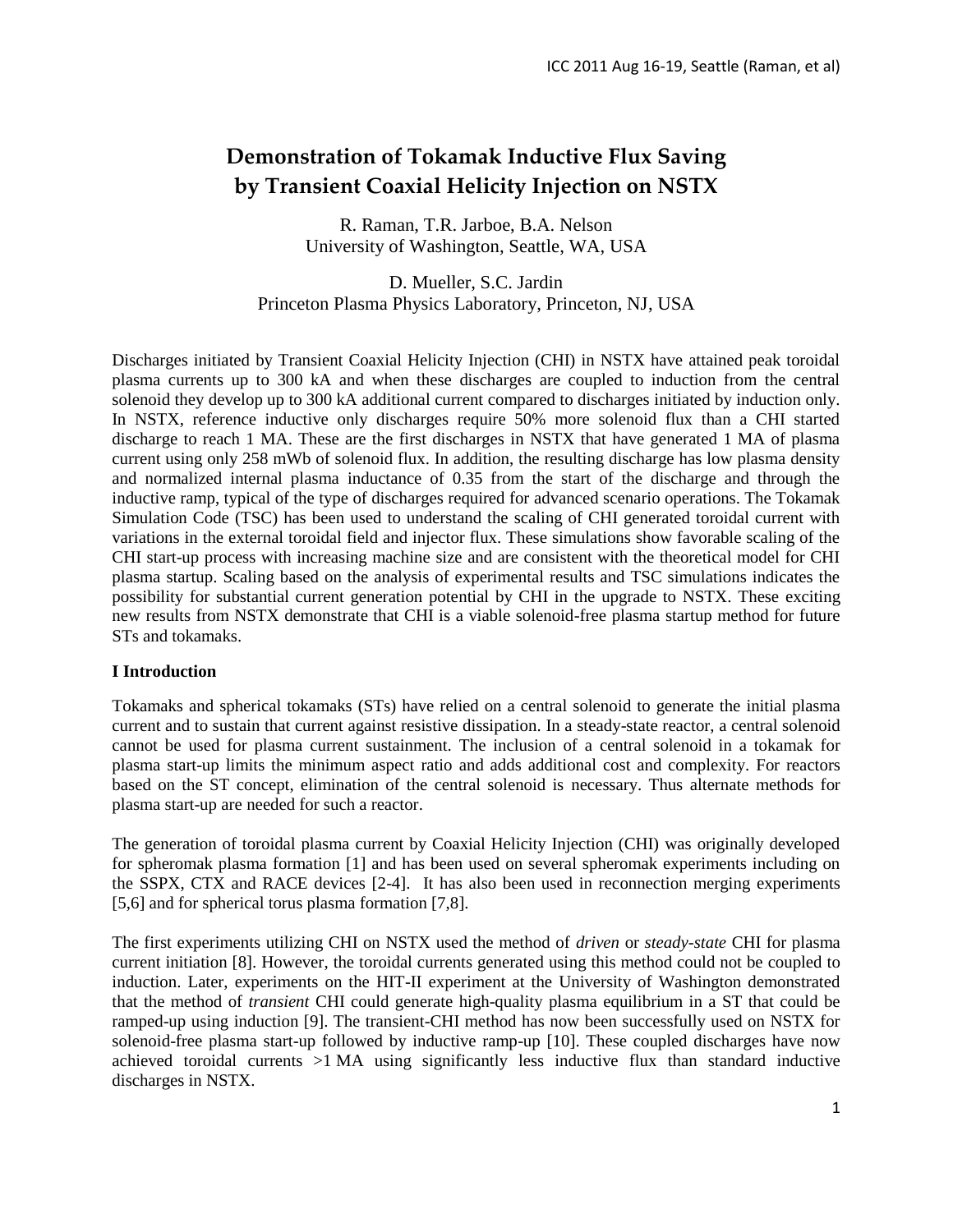# Demonstration of Tokamak Inductive Flux Saving by Transient Coaxial Helicity Injection on NSTX

R. Raman, T.R. Jarboe, B.A. Nelson
University of Washington, Seattle, WA, USA

D. Mueller, S.C. Jardin
Princeton Plasma Physics Laboratory, Princeton, NJ, USA

Discharges initiated by Transient Coaxial Helicity Injection (CHI) in NSTX have attained peak toroidal plasma currents up to 300 kA and when these discharges are coupled to induction from the central solenoid they develop up to 300 kA additional current compared to discharges initiated by induction only. In NSTX, reference inductive only discharges require 50% more solenoid flux than a CHI started discharge to reach 1 MA. These are the first discharges in NSTX that have generated 1 MA of plasma current using only 258 mWb of solenoid flux. In addition, the resulting discharge has low plasma density and normalized internal plasma inductance of 0.35 from the start of the discharge and through the inductive ramp, typical of the type of discharges required for advanced scenario operations. The Tokamak Simulation Code (TSC) has been used to understand the scaling of CHI generated toroidal current with variations in the external toroidal field and injector flux. These simulations show favorable scaling of the CHI start-up process with increasing machine size and are consistent with the theoretical model for CHI plasma startup. Scaling based on the analysis of experimental results and TSC simulations indicates the possibility for substantial current generation potential by CHI in the upgrade to NSTX. These exciting new results from NSTX demonstrate that CHI is a viable solenoid-free plasma startup method for future STs and tokamaks.

## I Introduction

Tokamaks and spherical tokamaks (STs) have relied on a central solenoid to generate the initial plasma current and to sustain that current against resistive dissipation. In a steady-state reactor, a central solenoid cannot be used for plasma current sustainment. The inclusion of a central solenoid in a tokamak for plasma start-up limits the minimum aspect ratio and adds additional cost and complexity. For reactors based on the ST concept, elimination of the central solenoid is necessary. Thus alternate methods for plasma start-up are needed for such a reactor.

The generation of toroidal plasma current by Coaxial Helicity Injection (CHI) was originally developed for spheromak plasma formation [1] and has been used on several spheromak experiments including on the SSPX, CTX and RACE devices [2-4]. It has also been used in reconnection merging experiments [5,6] and for spherical torus plasma formation [7,8].

The first experiments utilizing CHI on NSTX used the method of *driven* or *steady-state* CHI for plasma current initiation [8]. However, the toroidal currents generated using this method could not be coupled to induction. Later, experiments on the HIT-II experiment at the University of Washington demonstrated that the method of *transient* CHI could generate high-quality plasma equilibrium in a ST that could be ramped-up using induction [9]. The transient-CHI method has now been successfully used on NSTX for solenoid-free plasma start-up followed by inductive ramp-up [10]. These coupled discharges have now achieved toroidal currents >1 MA using significantly less inductive flux than standard inductive discharges in NSTX.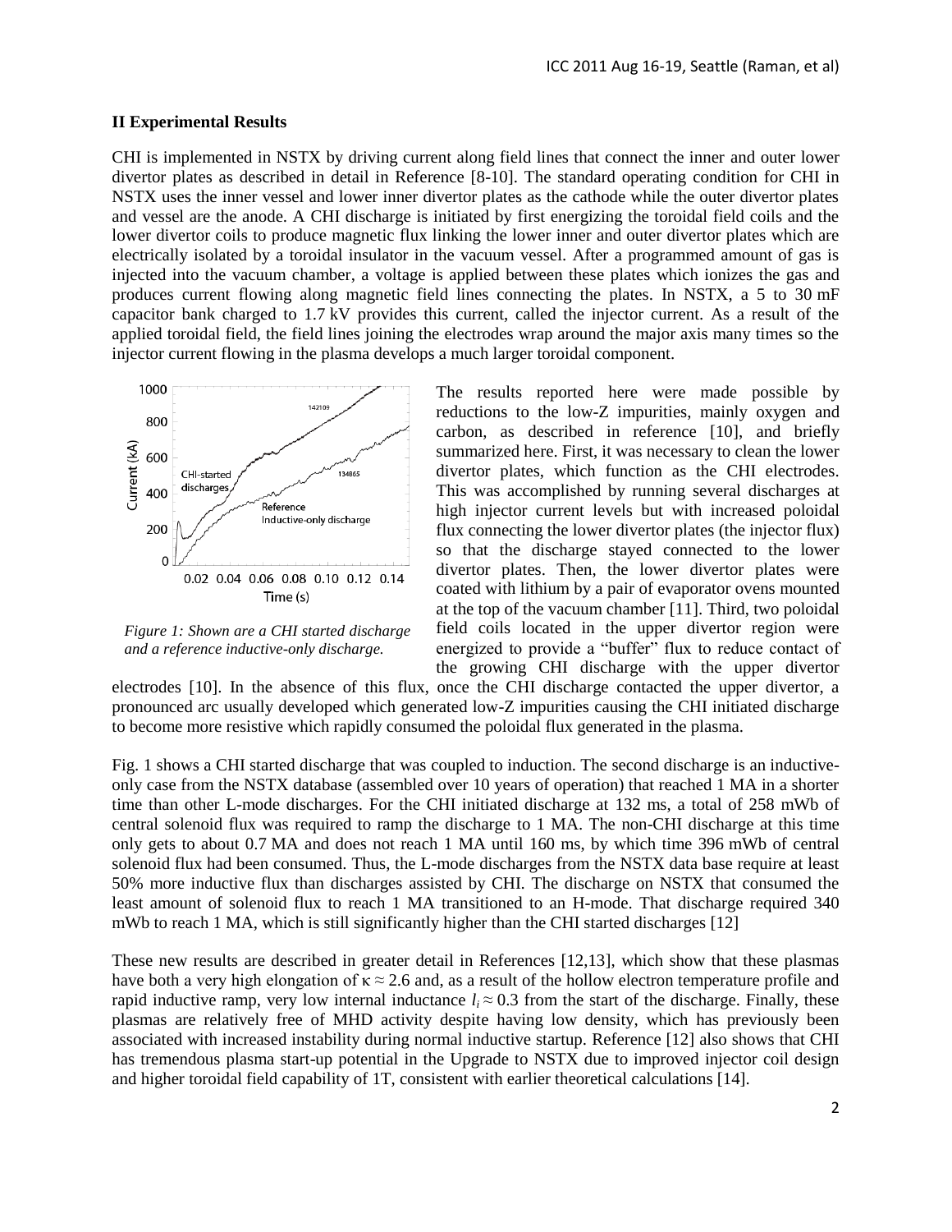### II Experimental Results

CHI is implemented in NSTX by driving current along field lines that connect the inner and outer lower divertor plates as described in detail in Reference [8-10]. The standard operating condition for CHI in NSTX uses the inner vessel and lower inner divertor plates as the cathode while the outer divertor plates and vessel are the anode. A CHI discharge is initiated by first energizing the toroidal field coils and the lower divertor coils to produce magnetic flux linking the lower inner and outer divertor plates which are electrically isolated by a toroidal insulator in the vacuum vessel. After a programmed amount of gas is injected into the vacuum chamber, a voltage is applied between these plates which ionizes the gas and produces current flowing along magnetic field lines connecting the plates. In NSTX, a 5 to 30 mF capacitor bank charged to 1.7 kV provides this current, called the injector current. As a result of the applied toroidal field, the field lines joining the electrodes wrap around the major axis many times so the injector current flowing in the plasma develops a much larger toroidal component.

*Figure 1: Shown are a CHI started discharge and a reference inductive-only discharge.*

The results reported here were made possible by reductions to the low-Z impurities, mainly oxygen and carbon, as described in reference [10], and briefly summarized here. First, it was necessary to clean the lower divertor plates, which function as the CHI electrodes. This was accomplished by running several discharges at high injector current levels but with increased poloidal flux connecting the lower divertor plates (the injector flux) so that the discharge stayed connected to the lower divertor plates. Then, the lower divertor plates were coated with lithium by a pair of evaporator ovens mounted at the top of the vacuum chamber [11]. Third, two poloidal field coils located in the upper divertor region were energized to provide a "buffer" flux to reduce contact of the growing CHI discharge with the upper divertor electrodes [10]. In the absence of this flux, once the CHI discharge contacted the upper divertor, a pronounced arc usually developed which generated low-Z impurities causing the CHI initiated discharge to become more resistive which rapidly consumed the poloidal flux generated in the plasma.

Fig. 1 shows a CHI started discharge that was coupled to induction. The second discharge is an inductive-only case from the NSTX database (assembled over 10 years of operation) that reached 1 MA in a shorter time than other L-mode discharges. For the CHI initiated discharge at 132 ms, a total of 258 mWb of central solenoid flux was required to ramp the discharge to 1 MA. The non-CHI discharge at this time only gets to about 0.7 MA and does not reach 1 MA until 160 ms, by which time 396 mWb of central solenoid flux had been consumed. Thus, the L-mode discharges from the NSTX data base require at least 50% more inductive flux than discharges assisted by CHI. The discharge on NSTX that consumed the least amount of solenoid flux to reach 1 MA transitioned to an H-mode. That discharge required 340 mWb to reach 1 MA, which is still significantly higher than the CHI started discharges [12]

These new results are described in greater detail in References [12,13], which show that these plasmas have both a very high elongation of $\kappa \approx 2.6$ and, as a result of the hollow electron temperature profile and rapid inductive ramp, very low internal inductance $l_i \approx 0.3$ from the start of the discharge. Finally, these plasmas are relatively free of MHD activity despite having low density, which has previously been associated with increased instability during normal inductive startup. Reference [12] also shows that CHI has tremendous plasma start-up potential in the Upgrade to NSTX due to improved injector coil design and higher toroidal field capability of 1T, consistent with earlier theoretical calculations [14].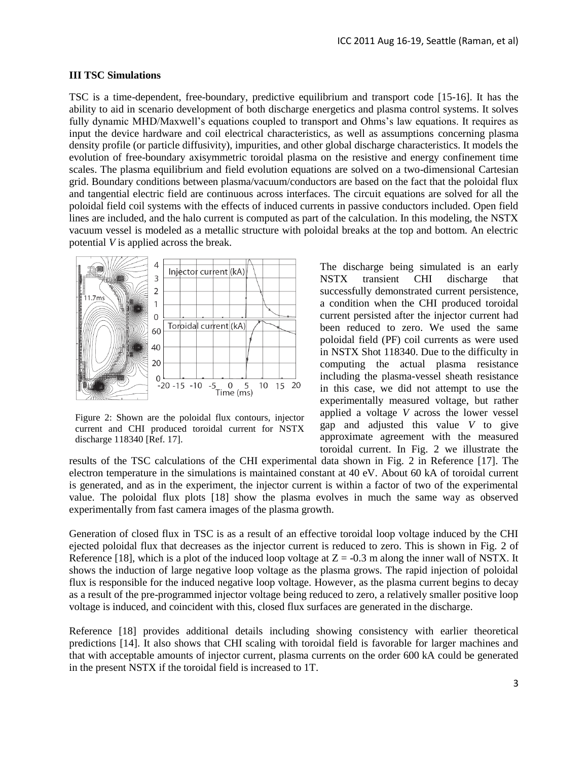### III TSC Simulations

TSC is a time-dependent, free-boundary, predictive equilibrium and transport code [15-16]. It has the ability to aid in scenario development of both discharge energetics and plasma control systems. It solves fully dynamic MHD/Maxwell's equations coupled to transport and Ohms's law equations. It requires as input the device hardware and coil electrical characteristics, as well as assumptions concerning plasma density profile (or particle diffusivity), impurities, and other global discharge characteristics. It models the evolution of free-boundary axisymmetric toroidal plasma on the resistive and energy confinement time scales. The plasma equilibrium and field evolution equations are solved on a two-dimensional Cartesian grid. Boundary conditions between plasma/vacuum/conductors are based on the fact that the poloidal flux and tangential electric field are continuous across interfaces. The circuit equations are solved for all the poloidal field coil systems with the effects of induced currents in passive conductors included. Open field lines are included, and the halo current is computed as part of the calculation. In this modeling, the NSTX vacuum vessel is modeled as a metallic structure with poloidal breaks at the top and bottom. An electric potential $V$ is applied across the break.

Figure 2: Shown are the poloidal flux contours, injector current and CHI produced toroidal current for NSTX discharge 118340 [Ref. 17].

The discharge being simulated is an early NSTX transient CHI discharge that successfully demonstrated current persistence, a condition when the CHI produced toroidal current persisted after the injector current had been reduced to zero. We used the same poloidal field (PF) coil currents as were used in NSTX Shot 118340. Due to the difficulty in computing the actual plasma resistance including the plasma-vessel sheath resistance in this case, we did not attempt to use the experimentally measured voltage, but rather applied a voltage $V$ across the lower vessel gap and adjusted this value $V$ to give approximate agreement with the measured toroidal current. In Fig. 2 we illustrate the results of the TSC calculations of the CHI experimental data shown in Fig. 2 in Reference [17]. The electron temperature in the simulations is maintained constant at 40 eV. About 60 kA of toroidal current is generated, and as in the experiment, the injector current is within a factor of two of the experimental value. The poloidal flux plots [18] show the plasma evolves in much the same way as observed experimentally from fast camera images of the plasma growth.

Generation of closed flux in TSC is as a result of an effective toroidal loop voltage induced by the CHI ejected poloidal flux that decreases as the injector current is reduced to zero. This is shown in Fig. 2 of Reference [18], which is a plot of the induced loop voltage at $Z = -0.3$ m along the inner wall of NSTX. It shows the induction of large negative loop voltage as the plasma grows. The rapid injection of poloidal flux is responsible for the induced negative loop voltage. However, as the plasma current begins to decay as a result of the pre-programmed injector voltage being reduced to zero, a relatively smaller positive loop voltage is induced, and coincident with this, closed flux surfaces are generated in the discharge.

Reference [18] provides additional details including showing consistency with earlier theoretical predictions [14]. It also shows that CHI scaling with toroidal field is favorable for larger machines and that with acceptable amounts of injector current, plasma currents on the order 600 kA could be generated in the present NSTX if the toroidal field is increased to 1T.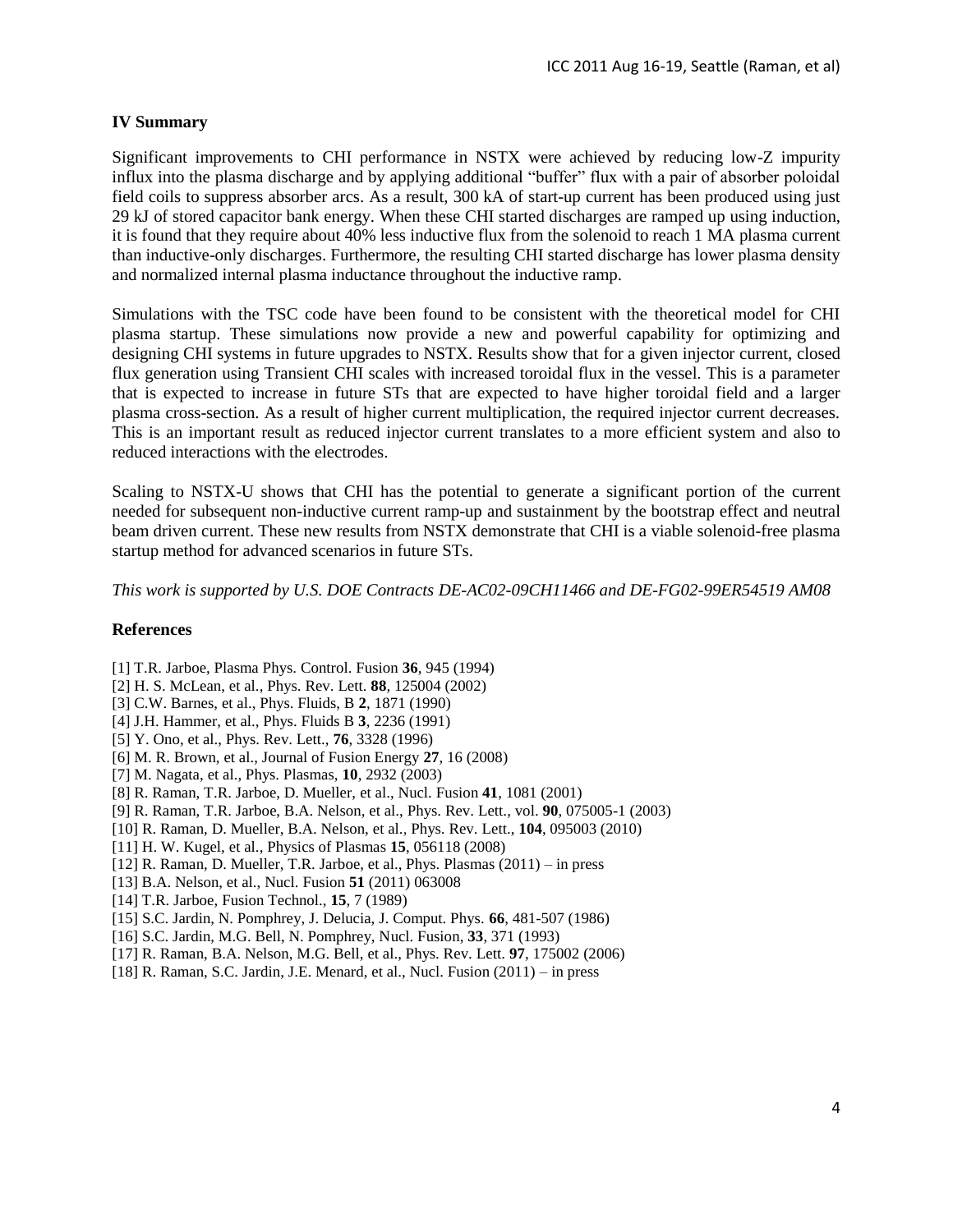### IV Summary

Significant improvements to CHI performance in NSTX were achieved by reducing low-Z impurity influx into the plasma discharge and by applying additional "buffer" flux with a pair of absorber poloidal field coils to suppress absorber arcs. As a result, 300 kA of start-up current has been produced using just 29 kJ of stored capacitor bank energy. When these CHI started discharges are ramped up using induction, it is found that they require about 40% less inductive flux from the solenoid to reach 1 MA plasma current than inductive-only discharges. Furthermore, the resulting CHI started discharge has lower plasma density and normalized internal plasma inductance throughout the inductive ramp.

Simulations with the TSC code have been found to be consistent with the theoretical model for CHI plasma startup. These simulations now provide a new and powerful capability for optimizing and designing CHI systems in future upgrades to NSTX. Results show that for a given injector current, closed flux generation using Transient CHI scales with increased toroidal flux in the vessel. This is a parameter that is expected to increase in future STs that are expected to have higher toroidal field and a larger plasma cross-section. As a result of higher current multiplication, the required injector current decreases. This is an important result as reduced injector current translates to a more efficient system and also to reduced interactions with the electrodes.

Scaling to NSTX-U shows that CHI has the potential to generate a significant portion of the current needed for subsequent non-inductive current ramp-up and sustainment by the bootstrap effect and neutral beam driven current. These new results from NSTX demonstrate that CHI is a viable solenoid-free plasma startup method for advanced scenarios in future STs.

*This work is supported by U.S. DOE Contracts DE-AC02-09CH11466 and DE-FG02-99ER54519 AM08*

### References

[1] T.R. Jarboe, Plasma Phys. Control. Fusion **36**, 945 (1994)
[2] H. S. McLean, et al., Phys. Rev. Lett. **88**, 125004 (2002)
[3] C.W. Barnes, et al., Phys. Fluids, B **2**, 1871 (1990)
[4] J.H. Hammer, et al., Phys. Fluids B **3**, 2236 (1991)
[5] Y. Ono, et al., Phys. Rev. Lett., **76**, 3328 (1996)
[6] M. R. Brown, et al., Journal of Fusion Energy **27**, 16 (2008)
[7] M. Nagata, et al., Phys. Plasmas, **10**, 2932 (2003)
[8] R. Raman, T.R. Jarboe, D. Mueller, et al., Nucl. Fusion **41**, 1081 (2001)
[9] R. Raman, T.R. Jarboe, B.A. Nelson, et al., Phys. Rev. Lett., vol. **90**, 075005-1 (2003)
[10] R. Raman, D. Mueller, B.A. Nelson, et al., Phys. Rev. Lett., **104**, 095003 (2010)
[11] H. W. Kugel, et al., Physics of Plasmas **15**, 056118 (2008)
[12] R. Raman, D. Mueller, T.R. Jarboe, et al., Phys. Plasmas (2011) – in press
[13] B.A. Nelson, et al., Nucl. Fusion **51** (2011) 063008
[14] T.R. Jarboe, Fusion Technol., **15**, 7 (1989)
[15] S.C. Jardin, N. Pomphrey, J. Delucia, J. Comput. Phys. **66**, 481-507 (1986)
[16] S.C. Jardin, M.G. Bell, N. Pomphrey, Nucl. Fusion, **33**, 371 (1993)
[17] R. Raman, B.A. Nelson, M.G. Bell, et al., Phys. Rev. Lett. **97**, 175002 (2006)
[18] R. Raman, S.C. Jardin, J.E. Menard, et al., Nucl. Fusion (2011) – in press